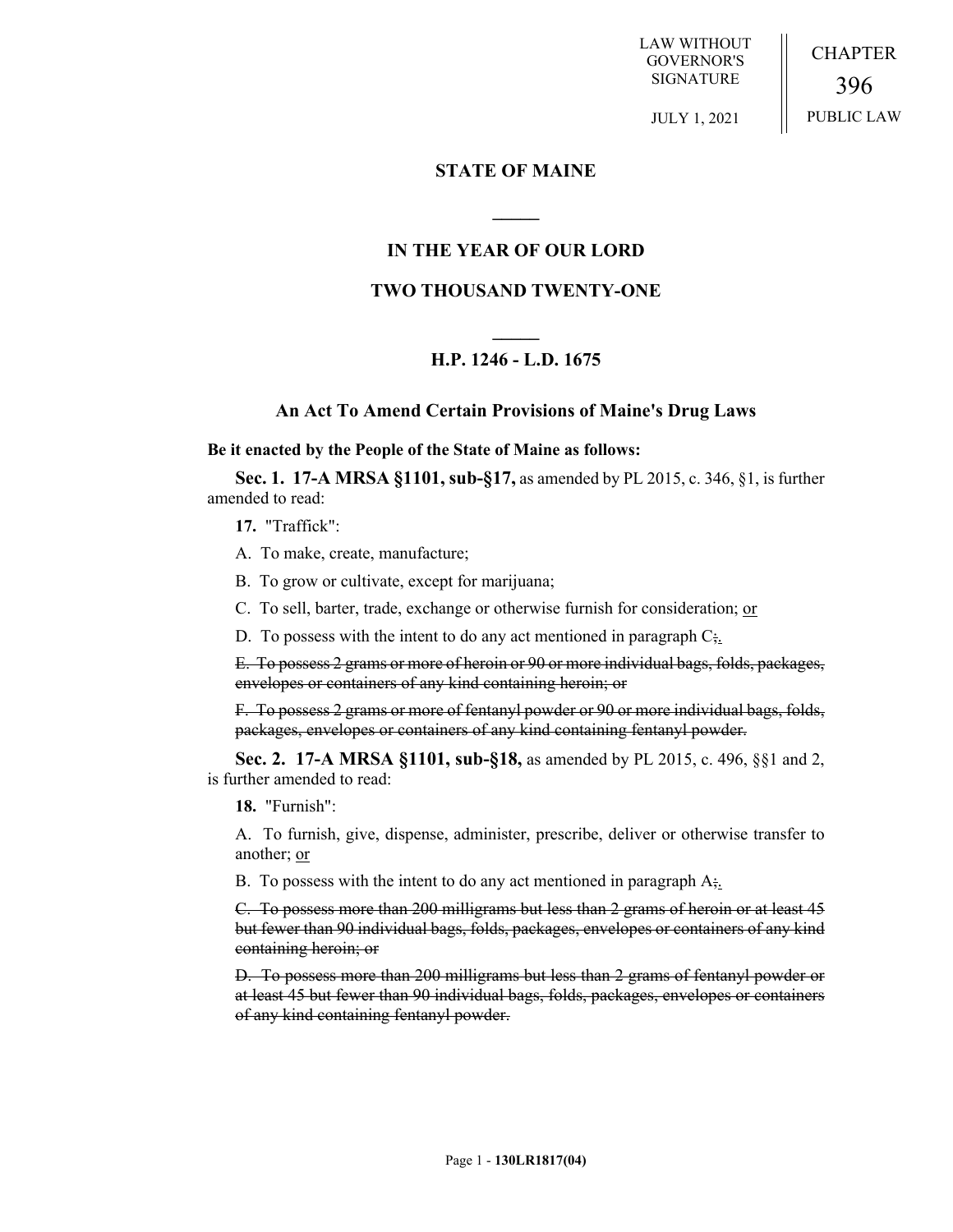LAW WITHOUT GOVERNOR'S SIGNATURE

JULY 1, 2021

CHAPTER

396

PUBLIC LAW

## STATE OF MAINE

---

## IN THE YEAR OF OUR LORD

## TWO THOUSAND TWENTY-ONE

---

## H.P. 1246 - L.D. 1675

### An Act To Amend Certain Provisions of Maine's Drug Laws

**Be it enacted by the People of the State of Maine as follows:**

**Sec. 1. 17-A MRSA §1101, sub-§17,** as amended by PL 2015, c. 346, §1, is further amended to read:

**17.** "Traffick":

A. To make, create, manufacture;

B. To grow or cultivate, except for marijuana;

C. To sell, barter, trade, exchange or otherwise furnish for consideration; <u>or</u>

D. To possess with the intent to do any act mentioned in paragraph C~~;~~<u>.</u>

~~E. To possess 2 grams or more of heroin or 90 or more individual bags, folds, packages, envelopes or containers of any kind containing heroin; or~~

~~F. To possess 2 grams or more of fentanyl powder or 90 or more individual bags, folds, packages, envelopes or containers of any kind containing fentanyl powder.~~

**Sec. 2. 17-A MRSA §1101, sub-§18,** as amended by PL 2015, c. 496, §§1 and 2, is further amended to read:

**18.** "Furnish":

A. To furnish, give, dispense, administer, prescribe, deliver or otherwise transfer to another; <u>or</u>

B. To possess with the intent to do any act mentioned in paragraph A~~;~~<u>.</u>

~~C. To possess more than 200 milligrams but less than 2 grams of heroin or at least 45 but fewer than 90 individual bags, folds, packages, envelopes or containers of any kind containing heroin; or~~

~~D. To possess more than 200 milligrams but less than 2 grams of fentanyl powder or at least 45 but fewer than 90 individual bags, folds, packages, envelopes or containers of any kind containing fentanyl powder.~~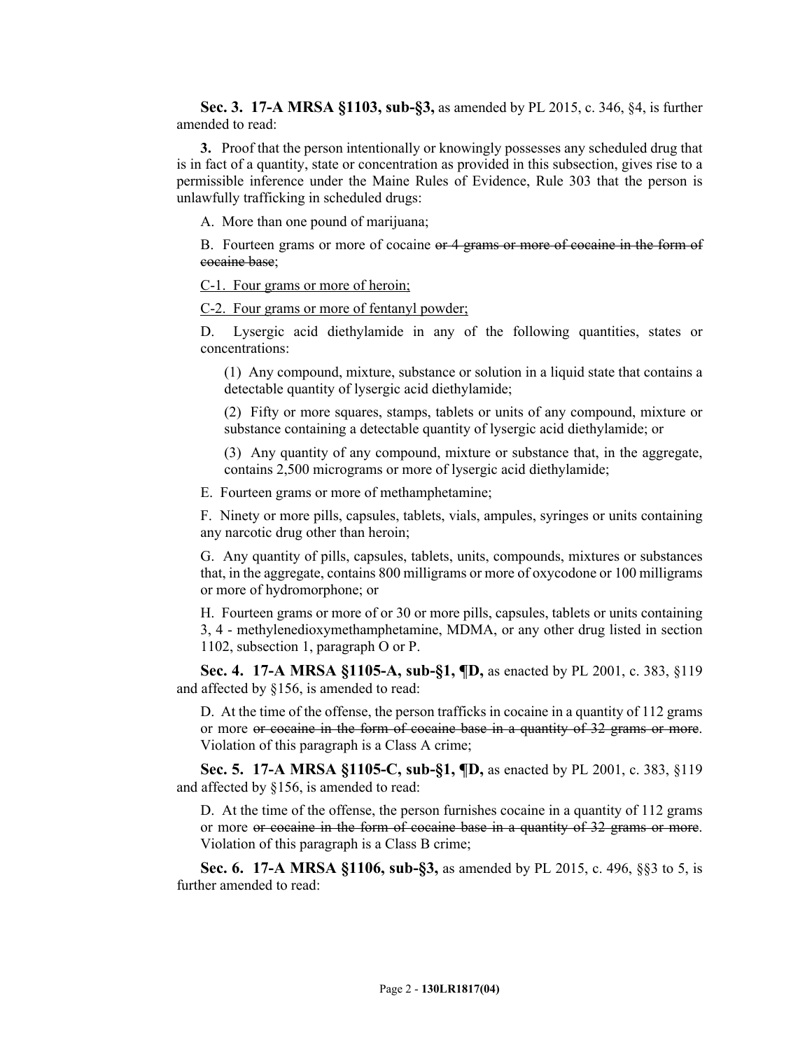**Sec. 3. 17-A MRSA §1103, sub-§3,** as amended by PL 2015, c. 346, §4, is further amended to read:

**3.** Proof that the person intentionally or knowingly possesses any scheduled drug that is in fact of a quantity, state or concentration as provided in this subsection, gives rise to a permissible inference under the Maine Rules of Evidence, Rule 303 that the person is unlawfully trafficking in scheduled drugs:

A. More than one pound of marijuana;

B. Fourteen grams or more of cocaine ~~or 4 grams or more of cocaine in the form of cocaine base~~;

<u>C-1. Four grams or more of heroin;</u>

<u>C-2. Four grams or more of fentanyl powder;</u>

D. Lysergic acid diethylamide in any of the following quantities, states or concentrations:

(1) Any compound, mixture, substance or solution in a liquid state that contains a detectable quantity of lysergic acid diethylamide;

(2) Fifty or more squares, stamps, tablets or units of any compound, mixture or substance containing a detectable quantity of lysergic acid diethylamide; or

(3) Any quantity of any compound, mixture or substance that, in the aggregate, contains 2,500 micrograms or more of lysergic acid diethylamide;

E. Fourteen grams or more of methamphetamine;

F. Ninety or more pills, capsules, tablets, vials, ampules, syringes or units containing any narcotic drug other than heroin;

G. Any quantity of pills, capsules, tablets, units, compounds, mixtures or substances that, in the aggregate, contains 800 milligrams or more of oxycodone or 100 milligrams or more of hydromorphone; or

H. Fourteen grams or more of or 30 or more pills, capsules, tablets or units containing 3, 4 - methylenedioxymethamphetamine, MDMA, or any other drug listed in section 1102, subsection 1, paragraph O or P.

**Sec. 4. 17-A MRSA §1105-A, sub-§1, ¶D,** as enacted by PL 2001, c. 383, §119 and affected by §156, is amended to read:

D. At the time of the offense, the person trafficks in cocaine in a quantity of 112 grams or more ~~or cocaine in the form of cocaine base in a quantity of 32 grams or more~~. Violation of this paragraph is a Class A crime;

**Sec. 5. 17-A MRSA §1105-C, sub-§1, ¶D,** as enacted by PL 2001, c. 383, §119 and affected by §156, is amended to read:

D. At the time of the offense, the person furnishes cocaine in a quantity of 112 grams or more ~~or cocaine in the form of cocaine base in a quantity of 32 grams or more~~. Violation of this paragraph is a Class B crime;

**Sec. 6. 17-A MRSA §1106, sub-§3,** as amended by PL 2015, c. 496, §§3 to 5, is further amended to read: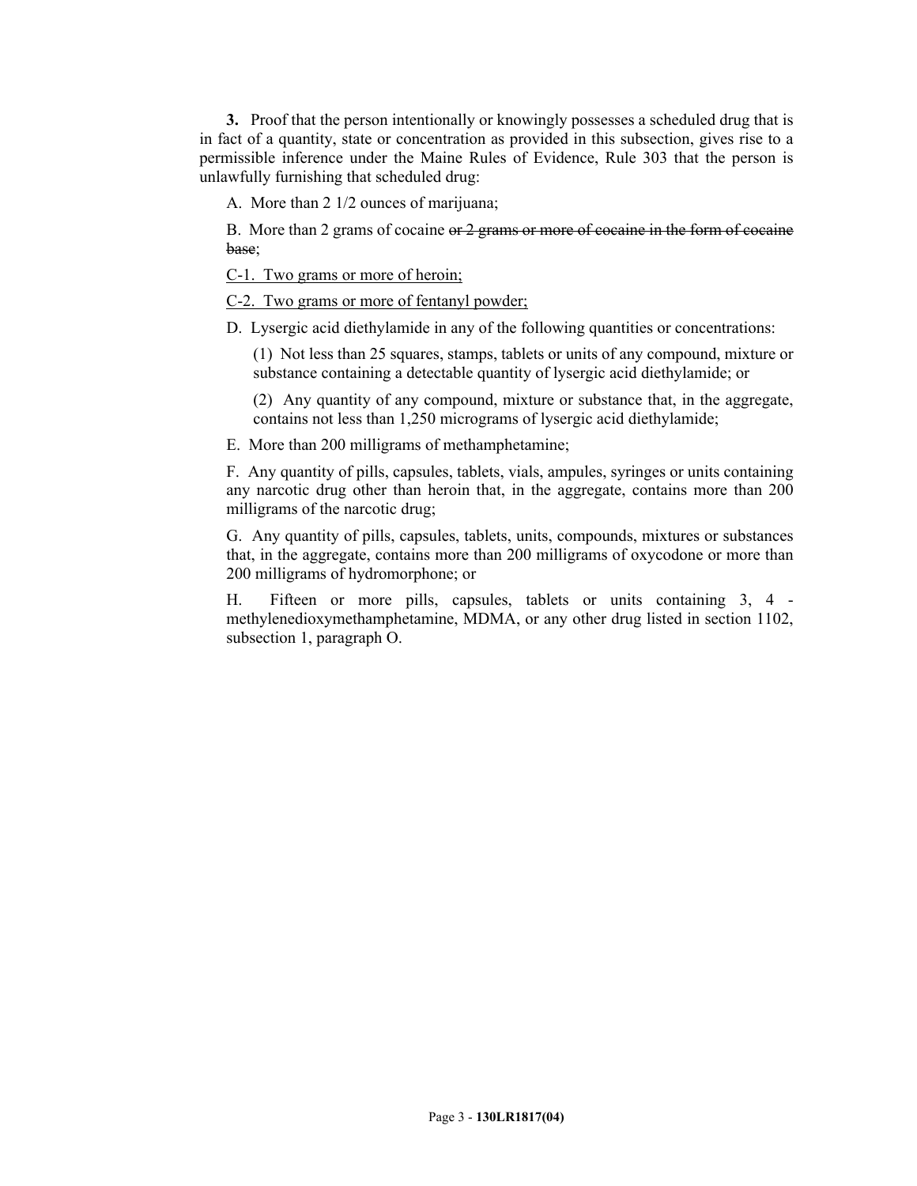**3.** Proof that the person intentionally or knowingly possesses a scheduled drug that is in fact of a quantity, state or concentration as provided in this subsection, gives rise to a permissible inference under the Maine Rules of Evidence, Rule 303 that the person is unlawfully furnishing that scheduled drug:

A. More than 2 1/2 ounces of marijuana;

B. More than 2 grams of cocaine ~~or 2 grams or more of cocaine in the form of cocaine base~~;

<u>C-1. Two grams or more of heroin;</u>

<u>C-2. Two grams or more of fentanyl powder;</u>

D. Lysergic acid diethylamide in any of the following quantities or concentrations:

(1) Not less than 25 squares, stamps, tablets or units of any compound, mixture or substance containing a detectable quantity of lysergic acid diethylamide; or

(2) Any quantity of any compound, mixture or substance that, in the aggregate, contains not less than 1,250 micrograms of lysergic acid diethylamide;

E. More than 200 milligrams of methamphetamine;

F. Any quantity of pills, capsules, tablets, vials, ampules, syringes or units containing any narcotic drug other than heroin that, in the aggregate, contains more than 200 milligrams of the narcotic drug;

G. Any quantity of pills, capsules, tablets, units, compounds, mixtures or substances that, in the aggregate, contains more than 200 milligrams of oxycodone or more than 200 milligrams of hydromorphone; or

H. Fifteen or more pills, capsules, tablets or units containing 3, 4 - methylenedioxymethamphetamine, MDMA, or any other drug listed in section 1102, subsection 1, paragraph O.